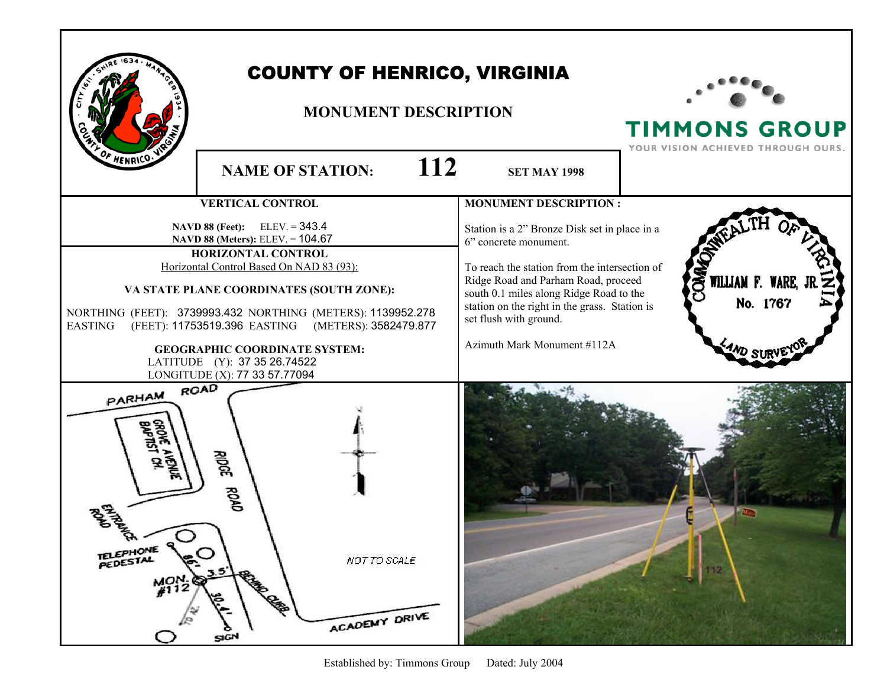# COUNTY OF HENRICO, VIRGINIA

## MONUMENT DESCRIPTION

TIMMONS GROUP
YOUR VISION ACHIEVED THROUGH OURS.

**NAME OF STATION: 112** **SET MAY 1998**

### VERTICAL CONTROL

**NAVD 88 (Feet):** ELEV. = 343.4
**NAVD 88 (Meters):** ELEV. = 104.67

### HORIZONTAL CONTROL

Horizontal Control Based On NAD 83 (93):

**VA STATE PLANE COORDINATES (SOUTH ZONE):**

NORTHING (FEET): 3739993.432 NORTHING (METERS): 1139952.278
EASTING (FEET): 11753519.396 EASTING (METERS): 3582479.877

**GEOGRAPHIC COORDINATE SYSTEM:**

LATITUDE (Y): 37 35 26.74522
LONGITUDE (X): 77 33 57.77094

### MONUMENT DESCRIPTION :

Station is a 2" Bronze Disk set in place in a 6" concrete monument.

To reach the station from the intersection of Ridge Road and Parham Road, proceed south 0.1 miles along Ridge Road to the station on the right in the grass. Station is set flush with ground.

Azimuth Mark Monument #112A

COMMONWEALTH OF VIRGINIA
WILLIAM F. WARE, JR.
No. 1767
LAND SURVEYOR

PARHAM ROAD
GROVE AVENUE BAPTIST CH.
RIDGE ROAD
ENTRANCE ROAD
TELEPHONE PEDESTAL
86'
3.5'
MON. #112
BEHIND CURB
30.4'
TO AZ.
SIGN
ACADEMY DRIVE
NOT TO SCALE

Established by: Timmons Group Dated: July 2004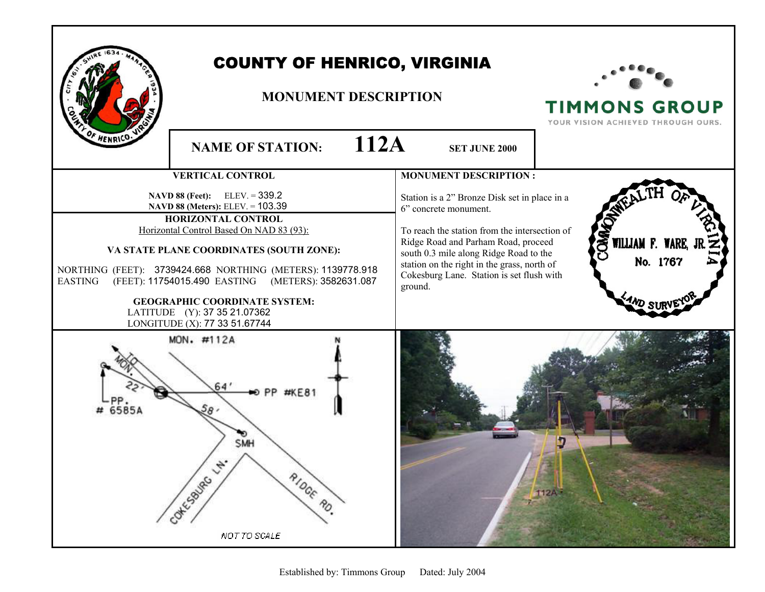# COUNTY OF HENRICO, VIRGINIA

## MONUMENT DESCRIPTION

**NAME OF STATION: 112A** **SET JUNE 2000**

### VERTICAL CONTROL

**NAVD 88 (Feet):** ELEV. = 339.2
**NAVD 88 (Meters):** ELEV. = 103.39

### HORIZONTAL CONTROL

Horizontal Control Based On NAD 83 (93):

**VA STATE PLANE COORDINATES (SOUTH ZONE):**

NORTHING (FEET): 3739424.668 NORTHING (METERS): 1139778.918
EASTING (FEET): 11754015.490 EASTING (METERS): 3582631.087

**GEOGRAPHIC COORDINATE SYSTEM:**

LATITUDE (Y): 37 35 21.07362
LONGITUDE (X): 77 33 51.67744

### MONUMENT DESCRIPTION :

Station is a 2" Bronze Disk set in place in a 6" concrete monument.

To reach the station from the intersection of Ridge Road and Parham Road, proceed south 0.3 mile along Ridge Road to the station on the right in the grass, north of Cokesburg Lane. Station is set flush with ground.

COMMONWEALTH OF VIRGINIA
WILLIAM F. WARE, JR.
No. 1767
LAND SURVEYOR

MON. #112A
TO MON.
22'
PP. # 6585A
64'
PP #KE81
58'
SMH
N
COKESBURG LN.
RIDGE RD.
NOT TO SCALE

112A

Established by: Timmons Group Dated: July 2004